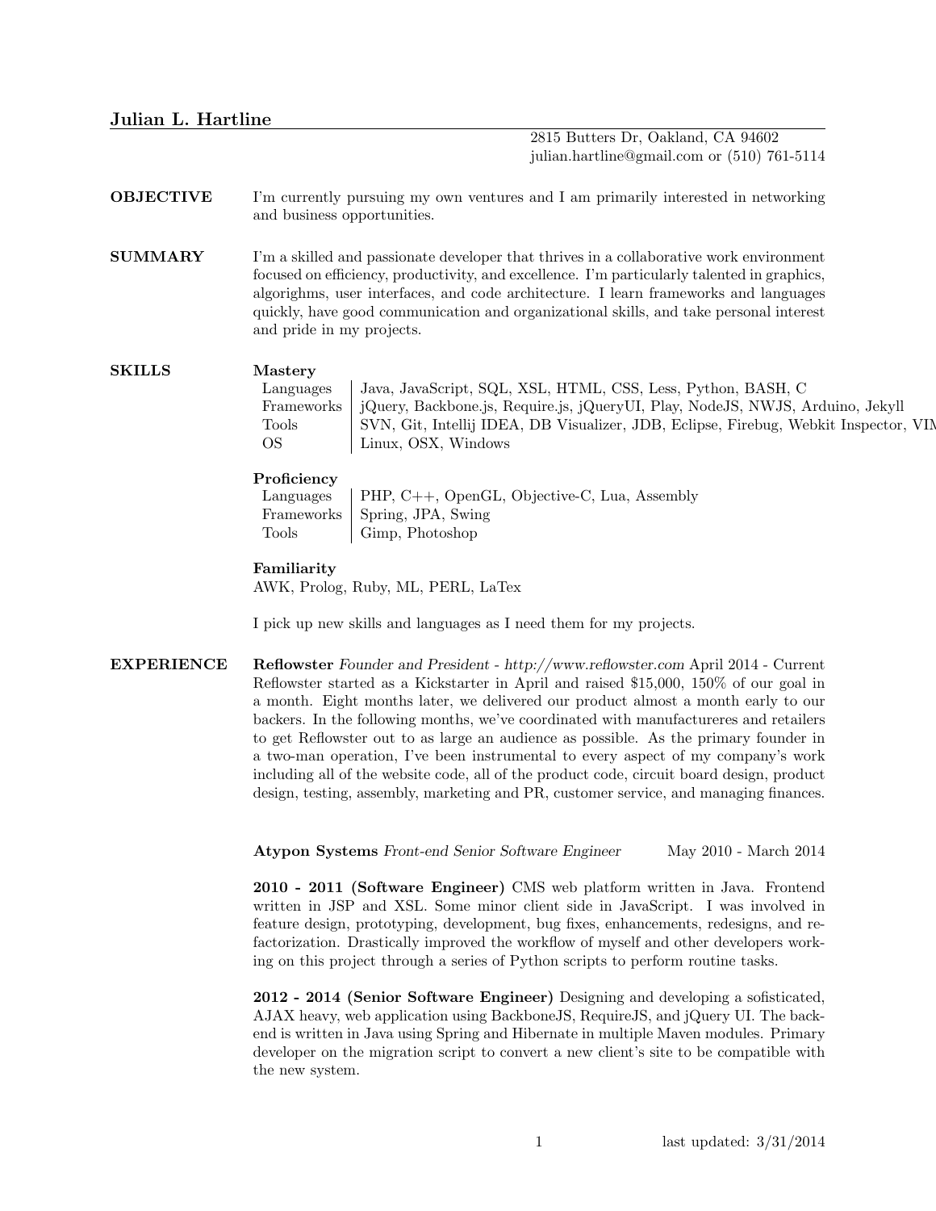# Julian L. Hartline

2815 Butters Dr, Oakland, CA 94602
julian.hartline@gmail.com or (510) 761-5114

## OBJECTIVE

I'm currently pursuing my own ventures and I am primarily interested in networking and business opportunities.

## SUMMARY

I'm a skilled and passionate developer that thrives in a collaborative work environment focused on efficiency, productivity, and excellence. I'm particularly talented in graphics, algorighms, user interfaces, and code architecture. I learn frameworks and languages quickly, have good communication and organizational skills, and take personal interest and pride in my projects.

## SKILLS

**Mastery**

| | |
|---|---|
| Languages | Java, JavaScript, SQL, XSL, HTML, CSS, Less, Python, BASH, C |
| Frameworks | jQuery, Backbone.js, Require.js, jQueryUI, Play, NodeJS, NWJS, Arduino, Jekyll |
| Tools | SVN, Git, Intellij IDEA, DB Visualizer, JDB, Eclipse, Firebug, Webkit Inspector, VIM |
| OS | Linux, OSX, Windows |

**Proficiency**

| | |
|---|---|
| Languages | PHP, C++, OpenGL, Objective-C, Lua, Assembly |
| Frameworks | Spring, JPA, Swing |
| Tools | Gimp, Photoshop |

**Familiarity**

AWK, Prolog, Ruby, ML, PERL, LaTex

I pick up new skills and languages as I need them for my projects.

## EXPERIENCE

**Reflowster** *Founder and President - http://www.reflowster.com* April 2014 - Current

Reflowster started as a Kickstarter in April and raised $15,000, 150% of our goal in a month. Eight months later, we delivered our product almost a month early to our backers. In the following months, we've coordinated with manufactureres and retailers to get Reflowster out to as large an audience as possible. As the primary founder in a two-man operation, I've been instrumental to every aspect of my company's work including all of the website code, all of the product code, circuit board design, product design, testing, assembly, marketing and PR, customer service, and managing finances.

**Atypon Systems** *Front-end Senior Software Engineer* May 2010 - March 2014

**2010 - 2011 (Software Engineer)** CMS web platform written in Java. Frontend written in JSP and XSL. Some minor client side in JavaScript. I was involved in feature design, prototyping, development, bug fixes, enhancements, redesigns, and refactorization. Drastically improved the workflow of myself and other developers working on this project through a series of Python scripts to perform routine tasks.

**2012 - 2014 (Senior Software Engineer)** Designing and developing a sofisticated, AJAX heavy, web application using BackboneJS, RequireJS, and jQuery UI. The backend is written in Java using Spring and Hibernate in multiple Maven modules. Primary developer on the migration script to convert a new client's site to be compatible with the new system.

last updated: 3/31/2014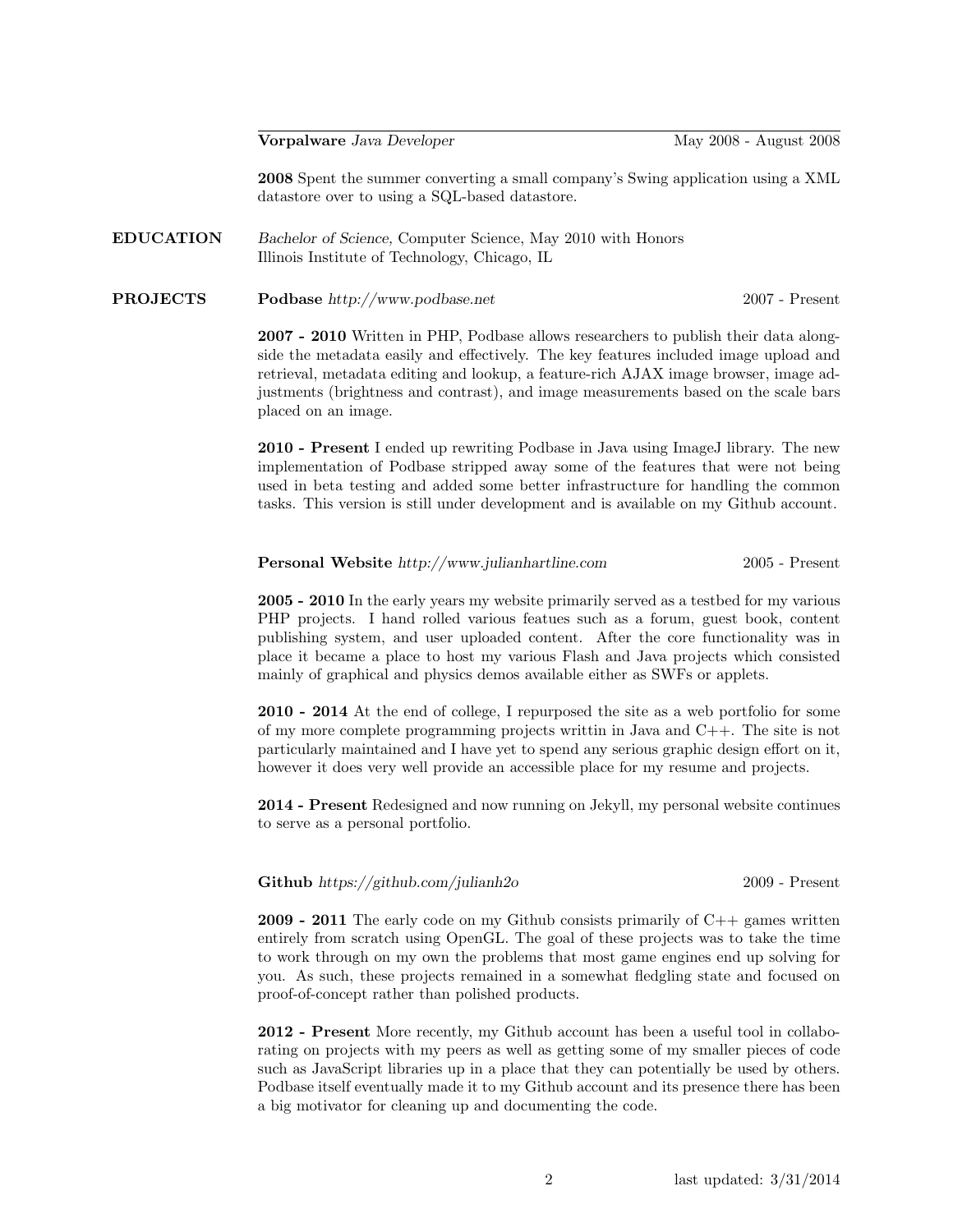**Vorpalware** *Java Developer* May 2008 - August 2008

**2008** Spent the summer converting a small company's Swing application using a XML datastore over to using a SQL-based datastore.

## EDUCATION

*Bachelor of Science*, Computer Science, May 2010 with Honors
Illinois Institute of Technology, Chicago, IL

## PROJECTS

**Podbase** *http://www.podbase.net* 2007 - Present

**2007 - 2010** Written in PHP, Podbase allows researchers to publish their data alongside the metadata easily and effectively. The key features included image upload and retrieval, metadata editing and lookup, a feature-rich AJAX image browser, image adjustments (brightness and contrast), and image measurements based on the scale bars placed on an image.

**2010 - Present** I ended up rewriting Podbase in Java using ImageJ library. The new implementation of Podbase stripped away some of the features that were not being used in beta testing and added some better infrastructure for handling the common tasks. This version is still under development and is available on my Github account.

**Personal Website** *http://www.julianhartline.com* 2005 - Present

**2005 - 2010** In the early years my website primarily served as a testbed for my various PHP projects. I hand rolled various featues such as a forum, guest book, content publishing system, and user uploaded content. After the core functionality was in place it became a place to host my various Flash and Java projects which consisted mainly of graphical and physics demos available either as SWFs or applets.

**2010 - 2014** At the end of college, I repurposed the site as a web portfolio for some of my more complete programming projects writtin in Java and C++. The site is not particularly maintained and I have yet to spend any serious graphic design effort on it, however it does very well provide an accessible place for my resume and projects.

**2014 - Present** Redesigned and now running on Jekyll, my personal website continues to serve as a personal portfolio.

**Github** *https://github.com/julianh2o* 2009 - Present

**2009 - 2011** The early code on my Github consists primarily of C++ games written entirely from scratch using OpenGL. The goal of these projects was to take the time to work through on my own the problems that most game engines end up solving for you. As such, these projects remained in a somewhat fledgling state and focused on proof-of-concept rather than polished products.

**2012 - Present** More recently, my Github account has been a useful tool in collaborating on projects with my peers as well as getting some of my smaller pieces of code such as JavaScript libraries up in a place that they can potentially be used by others. Podbase itself eventually made it to my Github account and its presence there has been a big motivator for cleaning up and documenting the code.

last updated: 3/31/2014